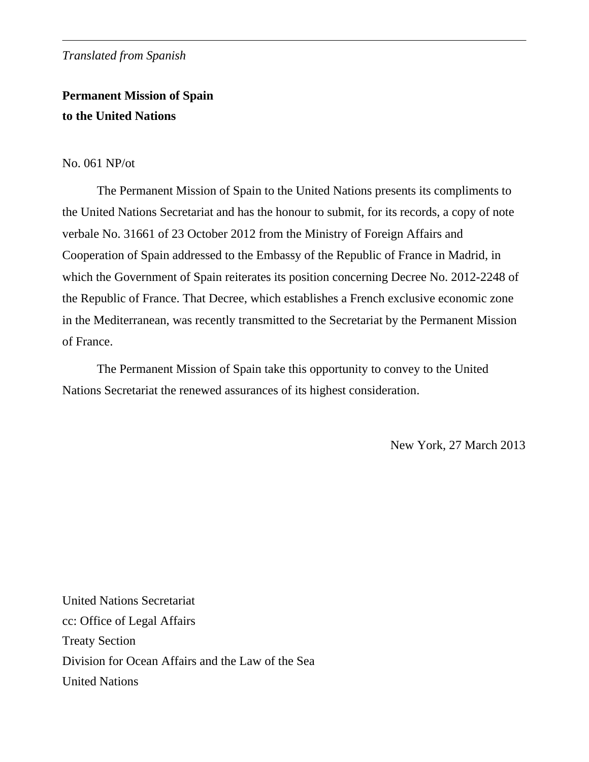*Translated from Spanish*

**Permanent Mission of Spain**
**to the United Nations**

No. 061 NP/ot

The Permanent Mission of Spain to the United Nations presents its compliments to the United Nations Secretariat and has the honour to submit, for its records, a copy of note verbale No. 31661 of 23 October 2012 from the Ministry of Foreign Affairs and Cooperation of Spain addressed to the Embassy of the Republic of France in Madrid, in which the Government of Spain reiterates its position concerning Decree No. 2012-2248 of the Republic of France. That Decree, which establishes a French exclusive economic zone in the Mediterranean, was recently transmitted to the Secretariat by the Permanent Mission of France.

The Permanent Mission of Spain take this opportunity to convey to the United Nations Secretariat the renewed assurances of its highest consideration.

New York, 27 March 2013

United Nations Secretariat
cc: Office of Legal Affairs
Treaty Section
Division for Ocean Affairs and the Law of the Sea
United Nations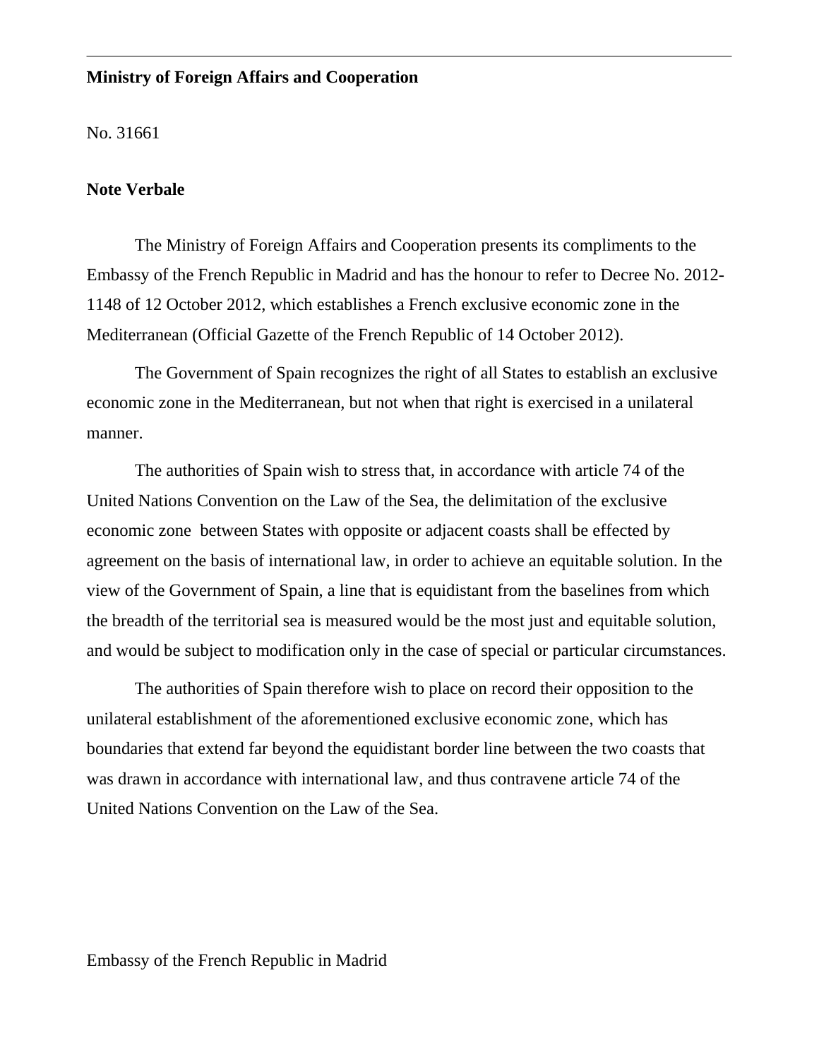**Ministry of Foreign Affairs and Cooperation**

No. 31661

**Note Verbale**

The Ministry of Foreign Affairs and Cooperation presents its compliments to the Embassy of the French Republic in Madrid and has the honour to refer to Decree No. 2012-1148 of 12 October 2012, which establishes a French exclusive economic zone in the Mediterranean (Official Gazette of the French Republic of 14 October 2012).

The Government of Spain recognizes the right of all States to establish an exclusive economic zone in the Mediterranean, but not when that right is exercised in a unilateral manner.

The authorities of Spain wish to stress that, in accordance with article 74 of the United Nations Convention on the Law of the Sea, the delimitation of the exclusive economic zone between States with opposite or adjacent coasts shall be effected by agreement on the basis of international law, in order to achieve an equitable solution. In the view of the Government of Spain, a line that is equidistant from the baselines from which the breadth of the territorial sea is measured would be the most just and equitable solution, and would be subject to modification only in the case of special or particular circumstances.

The authorities of Spain therefore wish to place on record their opposition to the unilateral establishment of the aforementioned exclusive economic zone, which has boundaries that extend far beyond the equidistant border line between the two coasts that was drawn in accordance with international law, and thus contravene article 74 of the United Nations Convention on the Law of the Sea.

Embassy of the French Republic in Madrid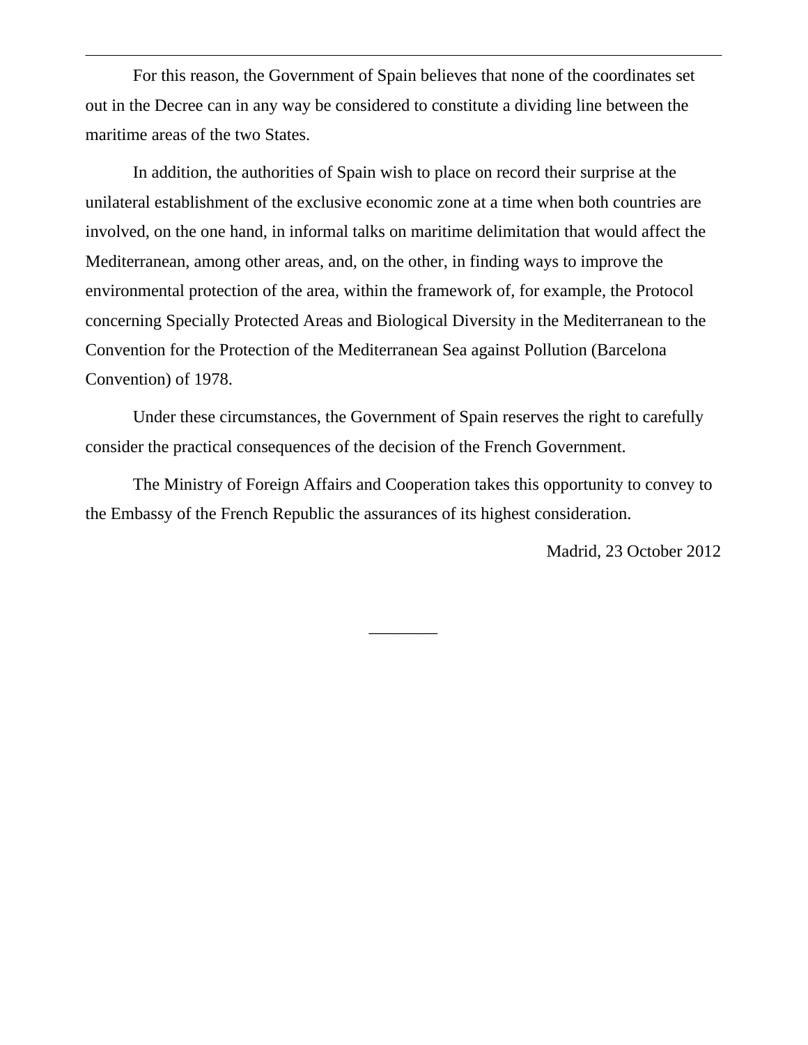For this reason, the Government of Spain believes that none of the coordinates set out in the Decree can in any way be considered to constitute a dividing line between the maritime areas of the two States.

In addition, the authorities of Spain wish to place on record their surprise at the unilateral establishment of the exclusive economic zone at a time when both countries are involved, on the one hand, in informal talks on maritime delimitation that would affect the Mediterranean, among other areas, and, on the other, in finding ways to improve the environmental protection of the area, within the framework of, for example, the Protocol concerning Specially Protected Areas and Biological Diversity in the Mediterranean to the Convention for the Protection of the Mediterranean Sea against Pollution (Barcelona Convention) of 1978.

Under these circumstances, the Government of Spain reserves the right to carefully consider the practical consequences of the decision of the French Government.

The Ministry of Foreign Affairs and Cooperation takes this opportunity to convey to the Embassy of the French Republic the assurances of its highest consideration.

Madrid, 23 October 2012